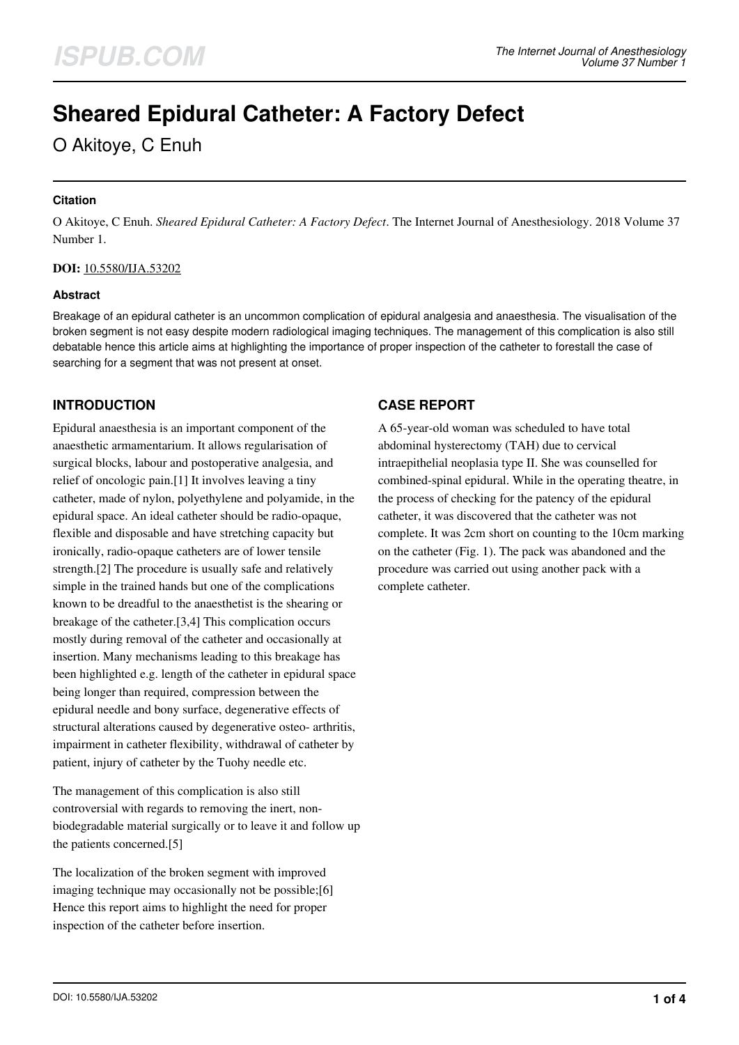# Sheared Epidural Catheter: A Factory Defect

O Akitoye, C Enuh

### Citation

O Akitoye, C Enuh. *Sheared Epidural Catheter: A Factory Defect*. The Internet Journal of Anesthesiology. 2018 Volume 37 Number 1.

**DOI:** 10.5580/IJA.53202

### Abstract

Breakage of an epidural catheter is an uncommon complication of epidural analgesia and anaesthesia. The visualisation of the broken segment is not easy despite modern radiological imaging techniques. The management of this complication is also still debatable hence this article aims at highlighting the importance of proper inspection of the catheter to forestall the case of searching for a segment that was not present at onset.

## INTRODUCTION

Epidural anaesthesia is an important component of the anaesthetic armamentarium. It allows regularisation of surgical blocks, labour and postoperative analgesia, and relief of oncologic pain.[1] It involves leaving a tiny catheter, made of nylon, polyethylene and polyamide, in the epidural space. An ideal catheter should be radio-opaque, flexible and disposable and have stretching capacity but ironically, radio-opaque catheters are of lower tensile strength.[2] The procedure is usually safe and relatively simple in the trained hands but one of the complications known to be dreadful to the anaesthetist is the shearing or breakage of the catheter.[3,4] This complication occurs mostly during removal of the catheter and occasionally at insertion. Many mechanisms leading to this breakage has been highlighted e.g. length of the catheter in epidural space being longer than required, compression between the epidural needle and bony surface, degenerative effects of structural alterations caused by degenerative osteo- arthritis, impairment in catheter flexibility, withdrawal of catheter by patient, injury of catheter by the Tuohy needle etc.

The management of this complication is also still controversial with regards to removing the inert, non-biodegradable material surgically or to leave it and follow up the patients concerned.[5]

The localization of the broken segment with improved imaging technique may occasionally not be possible;[6] Hence this report aims to highlight the need for proper inspection of the catheter before insertion.

## CASE REPORT

A 65-year-old woman was scheduled to have total abdominal hysterectomy (TAH) due to cervical intraepithelial neoplasia type II. She was counselled for combined-spinal epidural. While in the operating theatre, in the process of checking for the patency of the epidural catheter, it was discovered that the catheter was not complete. It was 2cm short on counting to the 10cm marking on the catheter (Fig. 1). The pack was abandoned and the procedure was carried out using another pack with a complete catheter.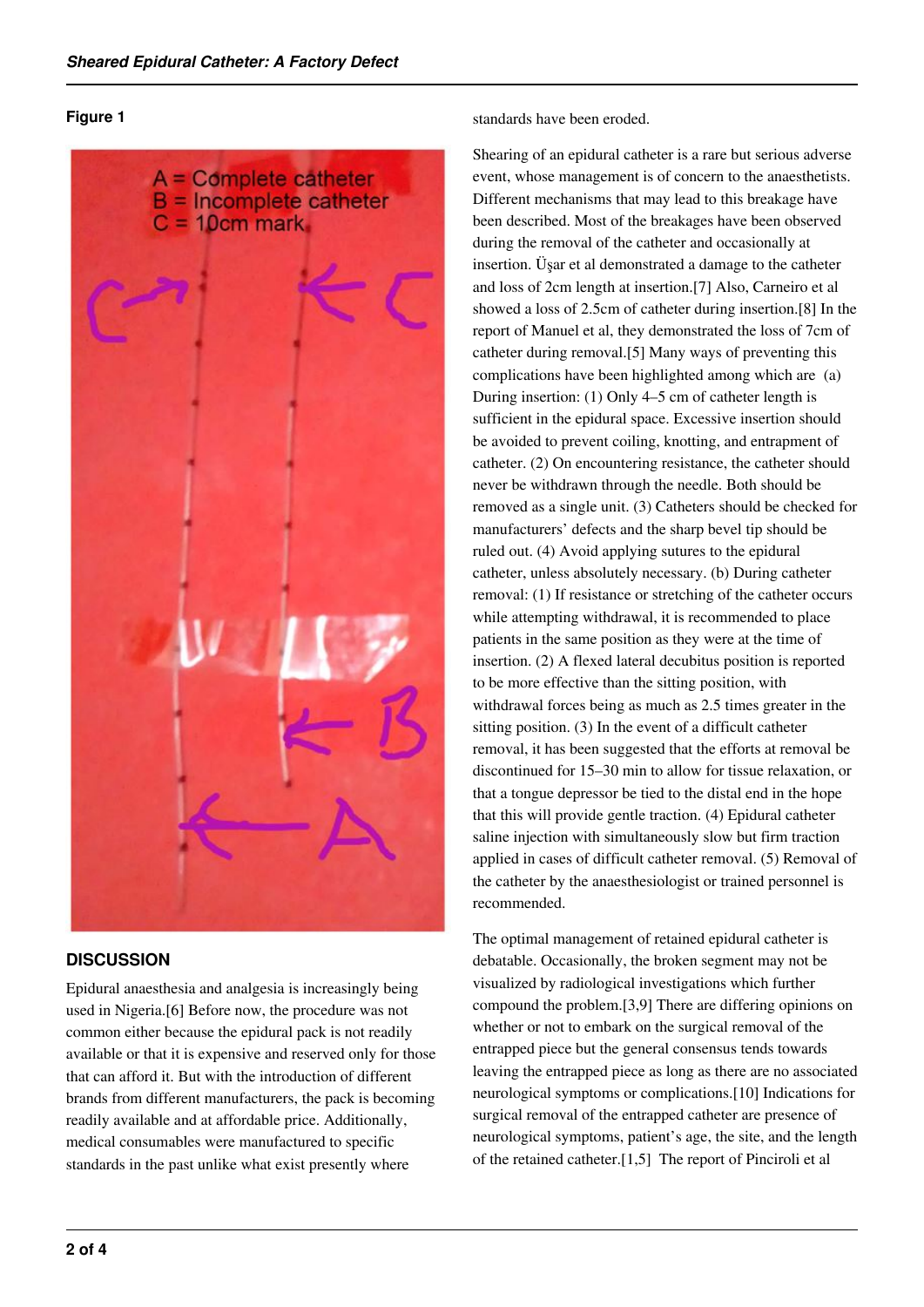**Figure 1**

## DISCUSSION

Epidural anaesthesia and analgesia is increasingly being used in Nigeria.[6] Before now, the procedure was not common either because the epidural pack is not readily available or that it is expensive and reserved only for those that can afford it. But with the introduction of different brands from different manufacturers, the pack is becoming readily available and at affordable price. Additionally, medical consumables were manufactured to specific standards in the past unlike what exist presently where standards have been eroded.

Shearing of an epidural catheter is a rare but serious adverse event, whose management is of concern to the anaesthetists. Different mechanisms that may lead to this breakage have been described. Most of the breakages have been observed during the removal of the catheter and occasionally at insertion. Üşar et al demonstrated a damage to the catheter and loss of 2cm length at insertion.[7] Also, Carneiro et al showed a loss of 2.5cm of catheter during insertion.[8] In the report of Manuel et al, they demonstrated the loss of 7cm of catheter during removal.[5] Many ways of preventing this complications have been highlighted among which are (a) During insertion: (1) Only 4–5 cm of catheter length is sufficient in the epidural space. Excessive insertion should be avoided to prevent coiling, knotting, and entrapment of catheter. (2) On encountering resistance, the catheter should never be withdrawn through the needle. Both should be removed as a single unit. (3) Catheters should be checked for manufacturers' defects and the sharp bevel tip should be ruled out. (4) Avoid applying sutures to the epidural catheter, unless absolutely necessary. (b) During catheter removal: (1) If resistance or stretching of the catheter occurs while attempting withdrawal, it is recommended to place patients in the same position as they were at the time of insertion. (2) A flexed lateral decubitus position is reported to be more effective than the sitting position, with withdrawal forces being as much as 2.5 times greater in the sitting position. (3) In the event of a difficult catheter removal, it has been suggested that the efforts at removal be discontinued for 15–30 min to allow for tissue relaxation, or that a tongue depressor be tied to the distal end in the hope that this will provide gentle traction. (4) Epidural catheter saline injection with simultaneously slow but firm traction applied in cases of difficult catheter removal. (5) Removal of the catheter by the anaesthesiologist or trained personnel is recommended.

The optimal management of retained epidural catheter is debatable. Occasionally, the broken segment may not be visualized by radiological investigations which further compound the problem.[3,9] There are differing opinions on whether or not to embark on the surgical removal of the entrapped piece but the general consensus tends towards leaving the entrapped piece as long as there are no associated neurological symptoms or complications.[10] Indications for surgical removal of the entrapped catheter are presence of neurological symptoms, patient's age, the site, and the length of the retained catheter.[1,5] The report of Pinciroli et al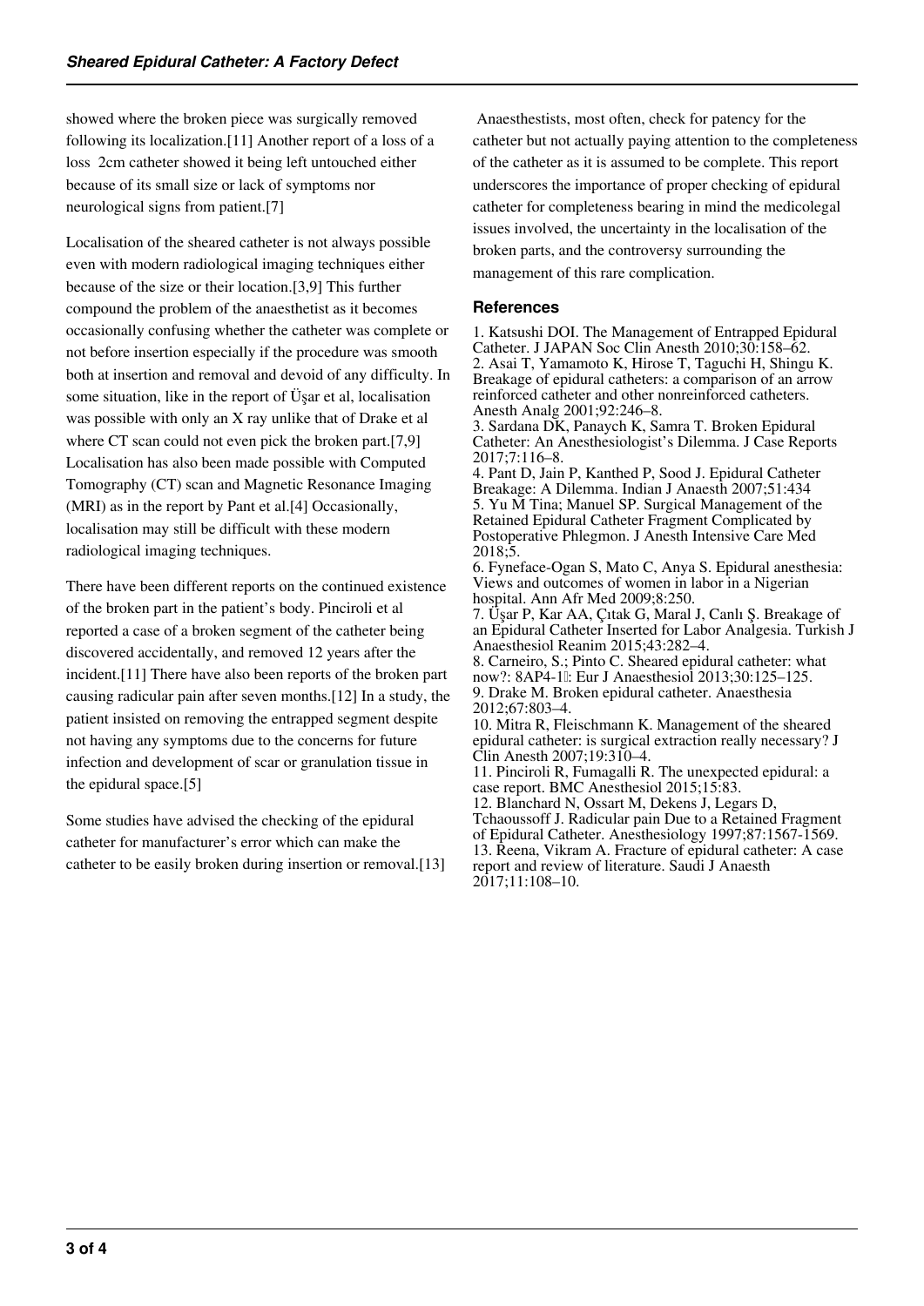showed where the broken piece was surgically removed following its localization.[11] Another report of a loss of a loss  2cm catheter showed it being left untouched either because of its small size or lack of symptoms nor neurological signs from patient.[7]

Localisation of the sheared catheter is not always possible even with modern radiological imaging techniques either because of the size or their location.[3,9] This further compound the problem of the anaesthetist as it becomes occasionally confusing whether the catheter was complete or not before insertion especially if the procedure was smooth both at insertion and removal and devoid of any difficulty. In some situation, like in the report of Üşar et al, localisation was possible with only an X ray unlike that of Drake et al where CT scan could not even pick the broken part.[7,9] Localisation has also been made possible with Computed Tomography (CT) scan and Magnetic Resonance Imaging (MRI) as in the report by Pant et al.[4] Occasionally, localisation may still be difficult with these modern radiological imaging techniques.

There have been different reports on the continued existence of the broken part in the patient's body. Pinciroli et al reported a case of a broken segment of the catheter being discovered accidentally, and removed 12 years after the incident.[11] There have also been reports of the broken part causing radicular pain after seven months.[12] In a study, the patient insisted on removing the entrapped segment despite not having any symptoms due to the concerns for future infection and development of scar or granulation tissue in the epidural space.[5]

Some studies have advised the checking of the epidural catheter for manufacturer's error which can make the catheter to be easily broken during insertion or removal.[13]

Anaesthestists, most often, check for patency for the catheter but not actually paying attention to the completeness of the catheter as it is assumed to be complete. This report underscores the importance of proper checking of epidural catheter for completeness bearing in mind the medicolegal issues involved, the uncertainty in the localisation of the broken parts, and the controversy surrounding the management of this rare complication.

## References

1. Katsushi DOI. The Management of Entrapped Epidural Catheter. J JAPAN Soc Clin Anesth 2010;30:158–62.
2. Asai T, Yamamoto K, Hirose T, Taguchi H, Shingu K. Breakage of epidural catheters: a comparison of an arrow reinforced catheter and other nonreinforced catheters. Anesth Analg 2001;92:246–8.
3. Sardana DK, Panaych K, Samra T. Broken Epidural Catheter: An Anesthesiologist's Dilemma. J Case Reports 2017;7:116–8.
4. Pant D, Jain P, Kanthed P, Sood J. Epidural Catheter Breakage: A Dilemma. Indian J Anaesth 2007;51:434
5. Yu M Tina; Manuel SP. Surgical Management of the Retained Epidural Catheter Fragment Complicated by Postoperative Phlegmon. J Anesth Intensive Care Med 2018;5.
6. Fyneface-Ogan S, Mato C, Anya S. Epidural anesthesia: Views and outcomes of women in labor in a Nigerian hospital. Ann Afr Med 2009;8:250.
7. Üşar P, Kar AA, Çıtak G, Maral J, Canlı Ş. Breakage of an Epidural Catheter Inserted for Labor Analgesia. Turkish J Anaesthesiol Reanim 2015;43:282–4.
8. Carneiro, S.; Pinto C. Sheared epidural catheter: what now?: 8AP4-1: Eur J Anaesthesiol 2013;30:125–125.
9. Drake M. Broken epidural catheter. Anaesthesia 2012;67:803–4.
10. Mitra R, Fleischmann K. Management of the sheared epidural catheter: is surgical extraction really necessary? J Clin Anesth 2007;19:310–4.
11. Pinciroli R, Fumagalli R. The unexpected epidural: a case report. BMC Anesthesiol 2015;15:83.
12. Blanchard N, Ossart M, Dekens J, Legars D, Tchaoussoff J. Radicular pain Due to a Retained Fragment of Epidural Catheter. Anesthesiology 1997;87:1567-1569.
13. Reena, Vikram A. Fracture of epidural catheter: A case report and review of literature. Saudi J Anaesth 2017;11:108–10.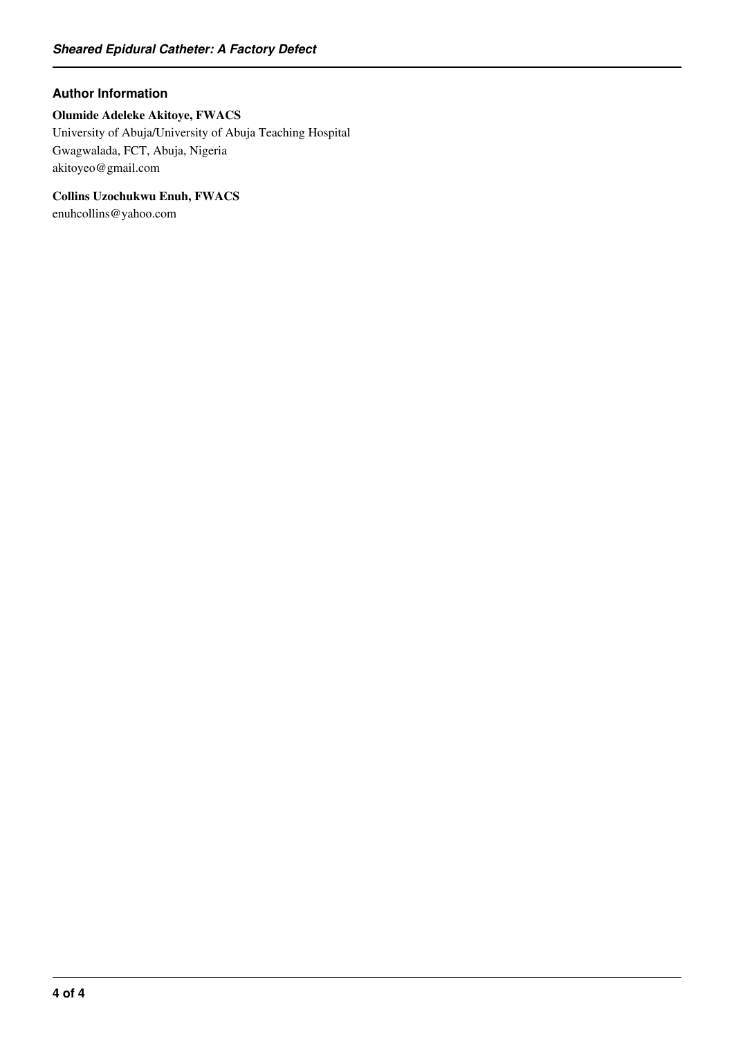## Author Information

**Olumide Adeleke Akitoye, FWACS**
University of Abuja/University of Abuja Teaching Hospital
Gwagwalada, FCT, Abuja, Nigeria
akitoyeo@gmail.com

**Collins Uzochukwu Enuh, FWACS**
enuhcollins@yahoo.com